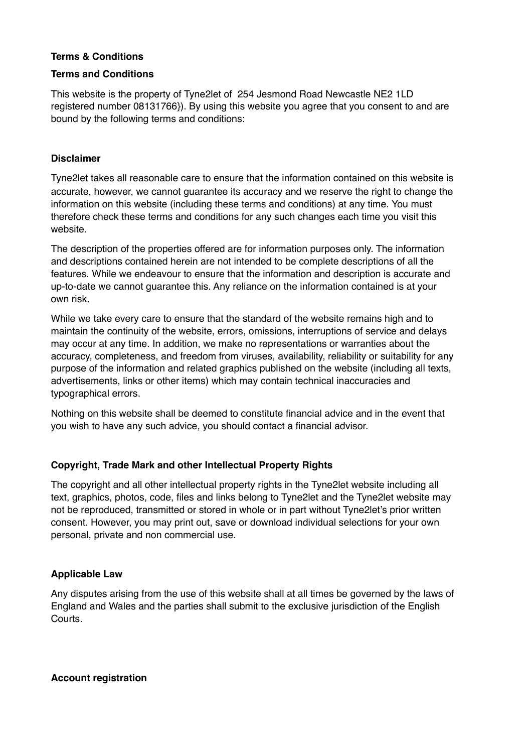**Terms & Conditions**

**Terms and Conditions**

This website is the property of Tyne2let of 254 Jesmond Road Newcastle NE2 1LD registered number 08131766}). By using this website you agree that you consent to and are bound by the following terms and conditions:

**Disclaimer**

Tyne2let takes all reasonable care to ensure that the information contained on this website is accurate, however, we cannot guarantee its accuracy and we reserve the right to change the information on this website (including these terms and conditions) at any time. You must therefore check these terms and conditions for any such changes each time you visit this website.

The description of the properties offered are for information purposes only. The information and descriptions contained herein are not intended to be complete descriptions of all the features. While we endeavour to ensure that the information and description is accurate and up-to-date we cannot guarantee this. Any reliance on the information contained is at your own risk.

While we take every care to ensure that the standard of the website remains high and to maintain the continuity of the website, errors, omissions, interruptions of service and delays may occur at any time. In addition, we make no representations or warranties about the accuracy, completeness, and freedom from viruses, availability, reliability or suitability for any purpose of the information and related graphics published on the website (including all texts, advertisements, links or other items) which may contain technical inaccuracies and typographical errors.

Nothing on this website shall be deemed to constitute financial advice and in the event that you wish to have any such advice, you should contact a financial advisor.

**Copyright, Trade Mark and other Intellectual Property Rights**

The copyright and all other intellectual property rights in the Tyne2let website including all text, graphics, photos, code, files and links belong to Tyne2let and the Tyne2let website may not be reproduced, transmitted or stored in whole or in part without Tyne2let's prior written consent. However, you may print out, save or download individual selections for your own personal, private and non commercial use.

**Applicable Law**

Any disputes arising from the use of this website shall at all times be governed by the laws of England and Wales and the parties shall submit to the exclusive jurisdiction of the English Courts.

**Account registration**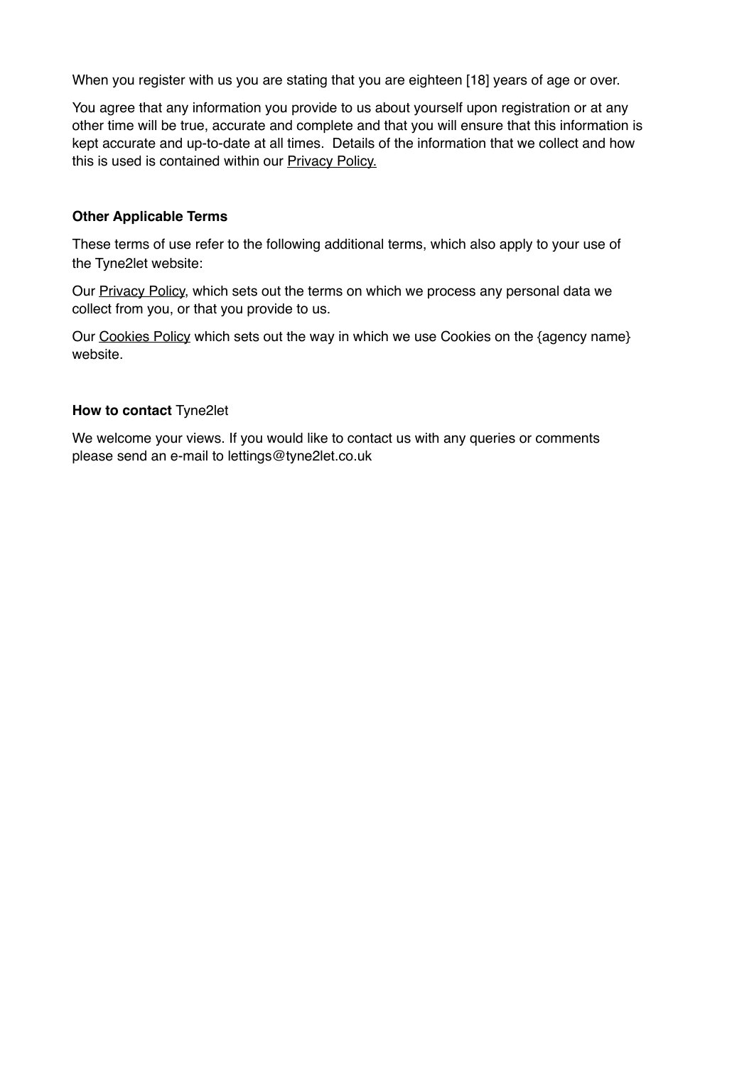When you register with us you are stating that you are eighteen [18] years of age or over.

You agree that any information you provide to us about yourself upon registration or at any other time will be true, accurate and complete and that you will ensure that this information is kept accurate and up-to-date at all times.  Details of the information that we collect and how this is used is contained within our Privacy Policy.

**Other Applicable Terms**

These terms of use refer to the following additional terms, which also apply to your use of the Tyne2let website:

Our Privacy Policy, which sets out the terms on which we process any personal data we collect from you, or that you provide to us.

Our Cookies Policy which sets out the way in which we use Cookies on the {agency name} website.

**How to contact** Tyne2let

We welcome your views. If you would like to contact us with any queries or comments please send an e-mail to lettings@tyne2let.co.uk